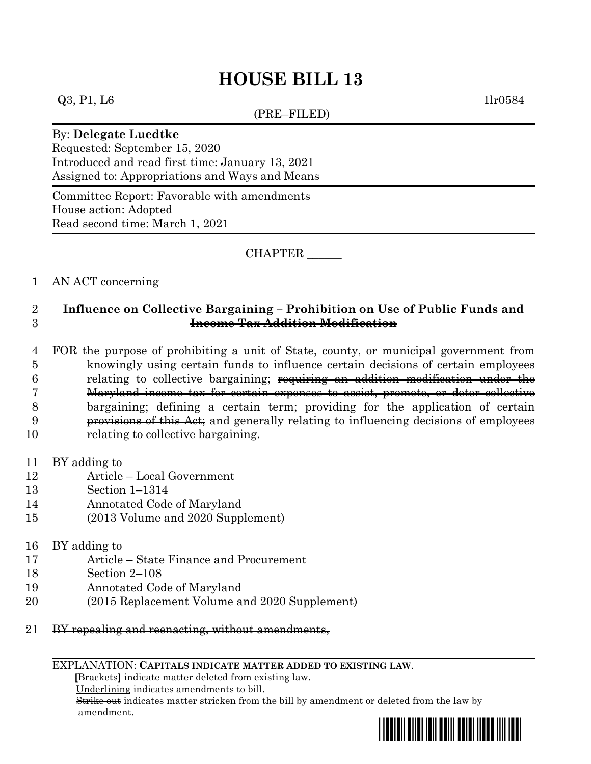# HOUSE BILL 13

Q3, P1, L6 1lr0584

(PRE–FILED)

By: **Delegate Luedtke**
Requested: September 15, 2020
Introduced and read first time: January 13, 2021
Assigned to: Appropriations and Ways and Means

Committee Report: Favorable with amendments
House action: Adopted
Read second time: March 1, 2021

CHAPTER ______

1 AN ACT concerning

2 **Influence on Collective Bargaining – Prohibition on Use of Public Funds ~~and~~**
3 **~~Income Tax Addition Modification~~**

4 FOR the purpose of prohibiting a unit of State, county, or municipal government from
5 knowingly using certain funds to influence certain decisions of certain employees
6 relating to collective bargaining; ~~requiring an addition modification under the~~
7 ~~Maryland income tax for certain expenses to assist, promote, or deter collective~~
8 ~~bargaining; defining a certain term; providing for the application of certain~~
9 ~~provisions of this Act;~~ and generally relating to influencing decisions of employees
10 relating to collective bargaining.

11 BY adding to
12 Article – Local Government
13 Section 1–1314
14 Annotated Code of Maryland
15 (2013 Volume and 2020 Supplement)

16 BY adding to
17 Article – State Finance and Procurement
18 Section 2–108
19 Annotated Code of Maryland
20 (2015 Replacement Volume and 2020 Supplement)

21 ~~BY repealing and reenacting, without amendments,~~

EXPLANATION: **CAPITALS INDICATE MATTER ADDED TO EXISTING LAW.**
**[**Brackets**]** indicate matter deleted from existing law.
Underlining indicates amendments to bill.
~~Strike out~~ indicates matter stricken from the bill by amendment or deleted from the law by amendment.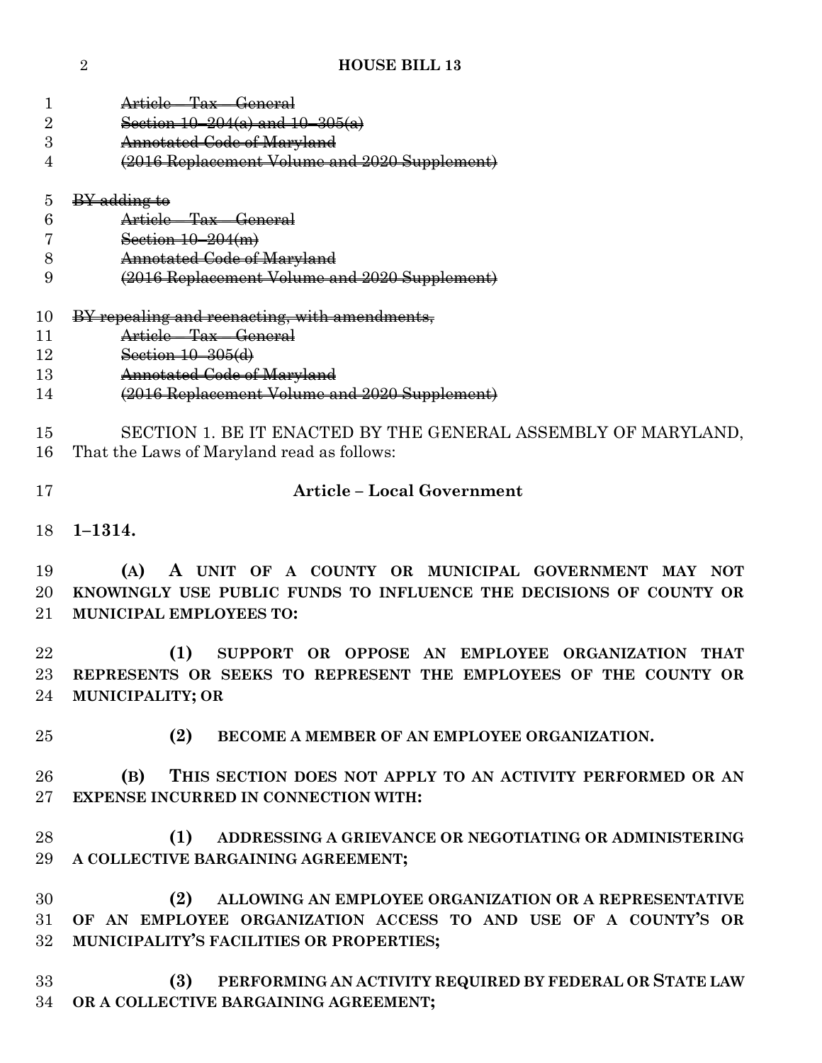~~Article – Tax – General~~
~~Section 10–204(a) and 10–305(a)~~
~~Annotated Code of Maryland~~
~~(2016 Replacement Volume and 2020 Supplement)~~

~~BY adding to~~
~~Article – Tax – General~~
~~Section 10–204(m)~~
~~Annotated Code of Maryland~~
~~(2016 Replacement Volume and 2020 Supplement)~~

~~BY repealing and reenacting, with amendments,~~
~~Article – Tax – General~~
~~Section 10–305(d)~~
~~Annotated Code of Maryland~~
~~(2016 Replacement Volume and 2020 Supplement)~~

SECTION 1. BE IT ENACTED BY THE GENERAL ASSEMBLY OF MARYLAND, That the Laws of Maryland read as follows:

**Article – Local Government**

**1–1314.**

**(A) A UNIT OF A COUNTY OR MUNICIPAL GOVERNMENT MAY NOT KNOWINGLY USE PUBLIC FUNDS TO INFLUENCE THE DECISIONS OF COUNTY OR MUNICIPAL EMPLOYEES TO:**

**(1) SUPPORT OR OPPOSE AN EMPLOYEE ORGANIZATION THAT REPRESENTS OR SEEKS TO REPRESENT THE EMPLOYEES OF THE COUNTY OR MUNICIPALITY; OR**

**(2) BECOME A MEMBER OF AN EMPLOYEE ORGANIZATION.**

**(B) THIS SECTION DOES NOT APPLY TO AN ACTIVITY PERFORMED OR AN EXPENSE INCURRED IN CONNECTION WITH:**

**(1) ADDRESSING A GRIEVANCE OR NEGOTIATING OR ADMINISTERING A COLLECTIVE BARGAINING AGREEMENT;**

**(2) ALLOWING AN EMPLOYEE ORGANIZATION OR A REPRESENTATIVE OF AN EMPLOYEE ORGANIZATION ACCESS TO AND USE OF A COUNTY'S OR MUNICIPALITY'S FACILITIES OR PROPERTIES;**

**(3) PERFORMING AN ACTIVITY REQUIRED BY FEDERAL OR STATE LAW OR A COLLECTIVE BARGAINING AGREEMENT;**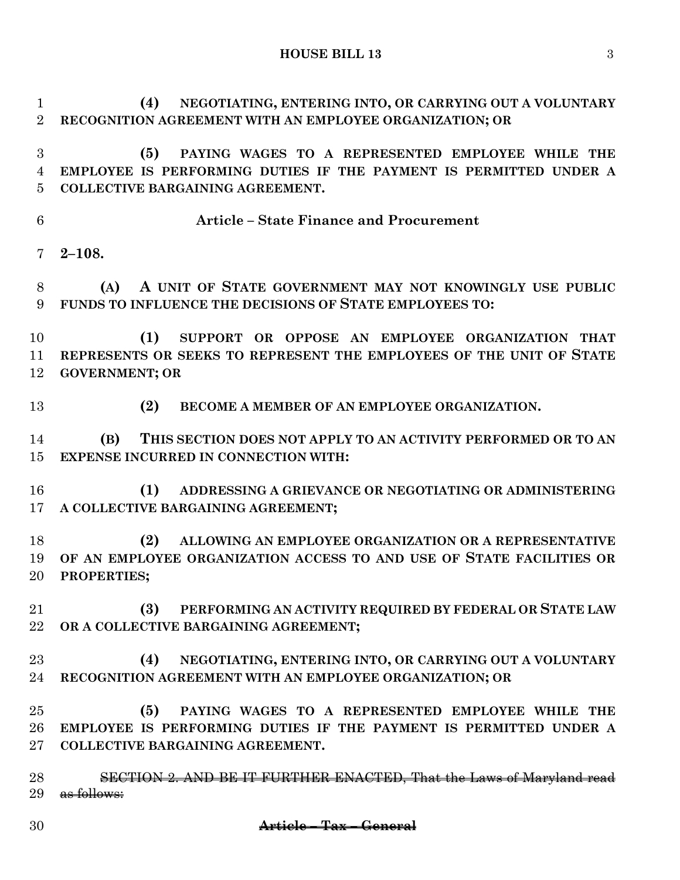**(4) NEGOTIATING, ENTERING INTO, OR CARRYING OUT A VOLUNTARY RECOGNITION AGREEMENT WITH AN EMPLOYEE ORGANIZATION; OR**

**(5) PAYING WAGES TO A REPRESENTED EMPLOYEE WHILE THE EMPLOYEE IS PERFORMING DUTIES IF THE PAYMENT IS PERMITTED UNDER A COLLECTIVE BARGAINING AGREEMENT.**

**Article – State Finance and Procurement**

**2–108.**

**(A) A UNIT OF STATE GOVERNMENT MAY NOT KNOWINGLY USE PUBLIC FUNDS TO INFLUENCE THE DECISIONS OF STATE EMPLOYEES TO:**

**(1) SUPPORT OR OPPOSE AN EMPLOYEE ORGANIZATION THAT REPRESENTS OR SEEKS TO REPRESENT THE EMPLOYEES OF THE UNIT OF STATE GOVERNMENT; OR**

**(2) BECOME A MEMBER OF AN EMPLOYEE ORGANIZATION.**

**(B) THIS SECTION DOES NOT APPLY TO AN ACTIVITY PERFORMED OR TO AN EXPENSE INCURRED IN CONNECTION WITH:**

**(1) ADDRESSING A GRIEVANCE OR NEGOTIATING OR ADMINISTERING A COLLECTIVE BARGAINING AGREEMENT;**

**(2) ALLOWING AN EMPLOYEE ORGANIZATION OR A REPRESENTATIVE OF AN EMPLOYEE ORGANIZATION ACCESS TO AND USE OF STATE FACILITIES OR PROPERTIES;**

**(3) PERFORMING AN ACTIVITY REQUIRED BY FEDERAL OR STATE LAW OR A COLLECTIVE BARGAINING AGREEMENT;**

**(4) NEGOTIATING, ENTERING INTO, OR CARRYING OUT A VOLUNTARY RECOGNITION AGREEMENT WITH AN EMPLOYEE ORGANIZATION; OR**

**(5) PAYING WAGES TO A REPRESENTED EMPLOYEE WHILE THE EMPLOYEE IS PERFORMING DUTIES IF THE PAYMENT IS PERMITTED UNDER A COLLECTIVE BARGAINING AGREEMENT.**

~~SECTION 2. AND BE IT FURTHER ENACTED, That the Laws of Maryland read as follows:~~

~~**Article – Tax – General**~~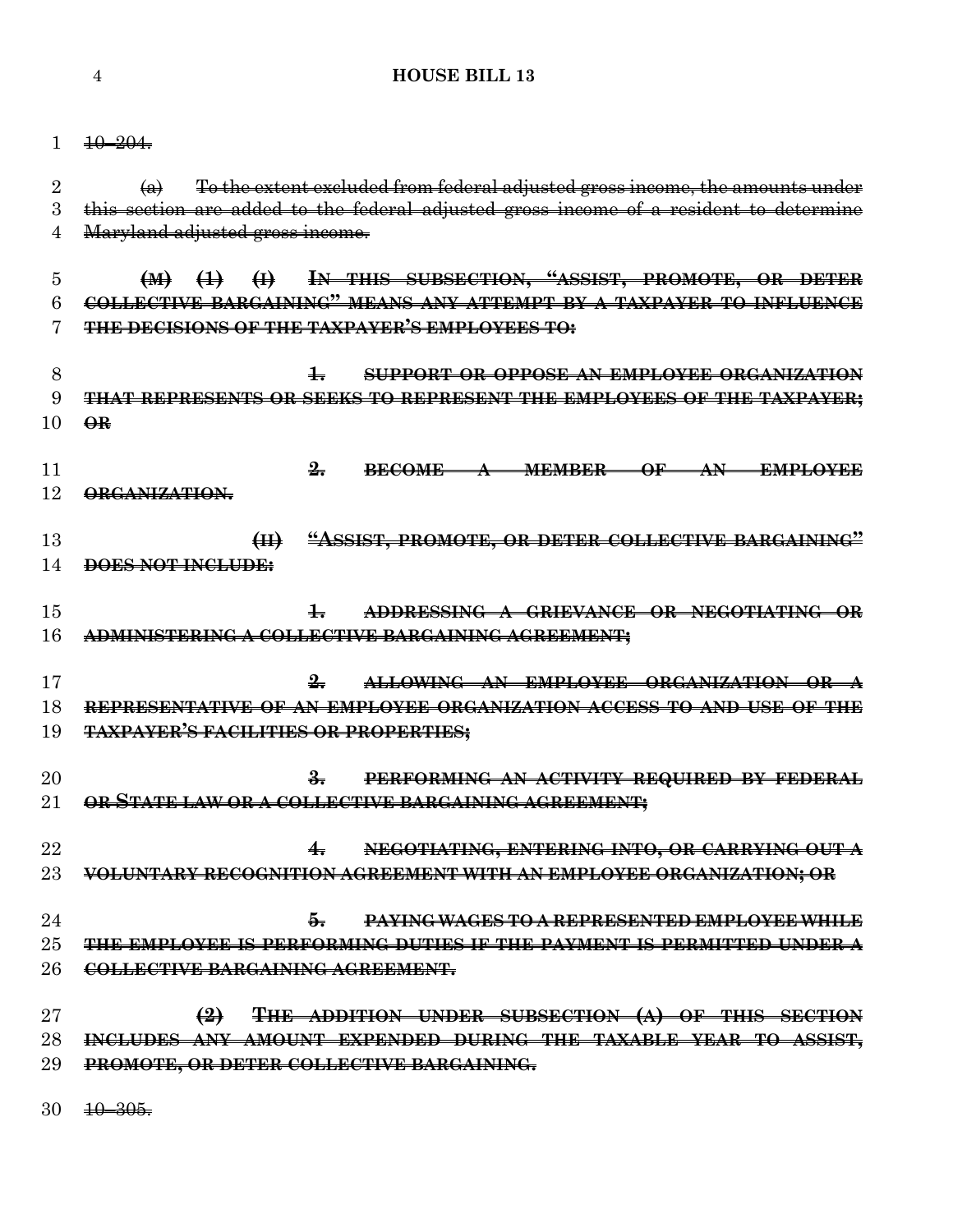~~10–204.~~

~~(a) To the extent excluded from federal adjusted gross income, the amounts under this section are added to the federal adjusted gross income of a resident to determine Maryland adjusted gross income.~~

~~**(M) (1) (I) IN THIS SUBSECTION, "ASSIST, PROMOTE, OR DETER COLLECTIVE BARGAINING" MEANS ANY ATTEMPT BY A TAXPAYER TO INFLUENCE THE DECISIONS OF THE TAXPAYER'S EMPLOYEES TO:**~~

~~**1. SUPPORT OR OPPOSE AN EMPLOYEE ORGANIZATION THAT REPRESENTS OR SEEKS TO REPRESENT THE EMPLOYEES OF THE TAXPAYER; OR**~~

~~**2. BECOME A MEMBER OF AN EMPLOYEE ORGANIZATION.**~~

~~**(II) "ASSIST, PROMOTE, OR DETER COLLECTIVE BARGAINING" DOES NOT INCLUDE:**~~

~~**1. ADDRESSING A GRIEVANCE OR NEGOTIATING OR ADMINISTERING A COLLECTIVE BARGAINING AGREEMENT;**~~

~~**2. ALLOWING AN EMPLOYEE ORGANIZATION OR A REPRESENTATIVE OF AN EMPLOYEE ORGANIZATION ACCESS TO AND USE OF THE TAXPAYER'S FACILITIES OR PROPERTIES;**~~

~~**3. PERFORMING AN ACTIVITY REQUIRED BY FEDERAL OR STATE LAW OR A COLLECTIVE BARGAINING AGREEMENT;**~~

~~**4. NEGOTIATING, ENTERING INTO, OR CARRYING OUT A VOLUNTARY RECOGNITION AGREEMENT WITH AN EMPLOYEE ORGANIZATION; OR**~~

~~**5. PAYING WAGES TO A REPRESENTED EMPLOYEE WHILE THE EMPLOYEE IS PERFORMING DUTIES IF THE PAYMENT IS PERMITTED UNDER A COLLECTIVE BARGAINING AGREEMENT.**~~

~~**(2) THE ADDITION UNDER SUBSECTION (A) OF THIS SECTION INCLUDES ANY AMOUNT EXPENDED DURING THE TAXABLE YEAR TO ASSIST, PROMOTE, OR DETER COLLECTIVE BARGAINING.**~~

~~10–305.~~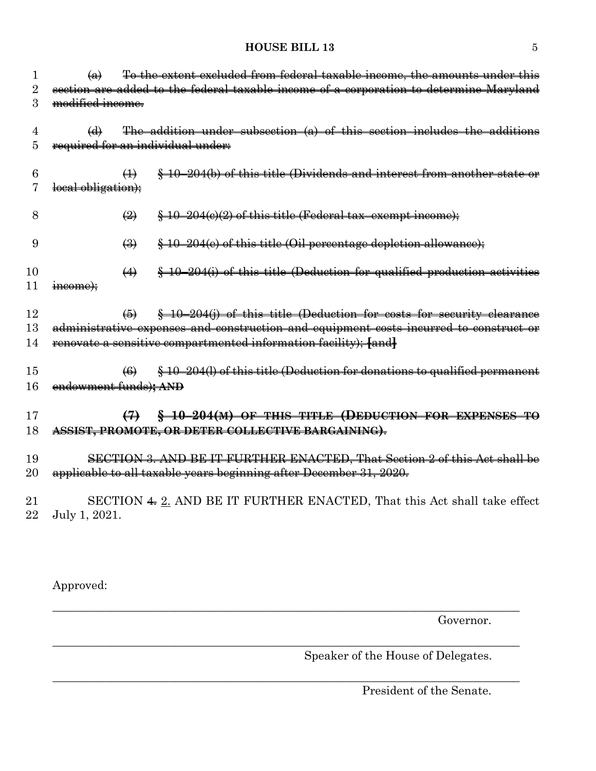~~(a) To the extent excluded from federal taxable income, the amounts under this section are added to the federal taxable income of a corporation to determine Maryland modified income.~~

~~(d) The addition under subsection (a) of this section includes the additions required for an individual under:~~

~~(1) § 10–204(b) of this title (Dividends and interest from another state or local obligation);~~

~~(2) § 10–204(c)(2) of this title (Federal tax–exempt income);~~

~~(3) § 10–204(e) of this title (Oil percentage depletion allowance);~~

~~(4) § 10–204(i) of this title (Deduction for qualified production activities income);~~

~~(5) § 10–204(j) of this title (Deduction for costs for security clearance administrative expenses and construction and equipment costs incurred to construct or renovate a sensitive compartmented information facility); [and]~~

~~(6) § 10–204(l) of this title (Deduction for donations to qualified permanent endowment funds); **AND**~~

~~**(7) § 10–204(M) OF THIS TITLE (DEDUCTION FOR EXPENSES TO ASSIST, PROMOTE, OR DETER COLLECTIVE BARGAINING).**~~

~~SECTION 3. AND BE IT FURTHER ENACTED, That Section 2 of this Act shall be applicable to all taxable years beginning after December 31, 2020.~~

SECTION ~~4.~~ 2. AND BE IT FURTHER ENACTED, That this Act shall take effect July 1, 2021.

Approved:

\_\_\_\_\_\_\_\_\_\_\_\_\_\_\_\_\_\_\_\_\_\_\_\_\_\_\_\_\_\_\_\_\_\_\_\_\_\_\_\_\_\_\_\_\_\_\_\_\_\_\_\_

Governor.

\_\_\_\_\_\_\_\_\_\_\_\_\_\_\_\_\_\_\_\_\_\_\_\_\_\_\_\_\_\_\_\_\_\_\_\_\_\_\_\_\_\_\_\_\_\_\_\_\_\_\_\_

Speaker of the House of Delegates.

\_\_\_\_\_\_\_\_\_\_\_\_\_\_\_\_\_\_\_\_\_\_\_\_\_\_\_\_\_\_\_\_\_\_\_\_\_\_\_\_\_\_\_\_\_\_\_\_\_\_\_\_

President of the Senate.